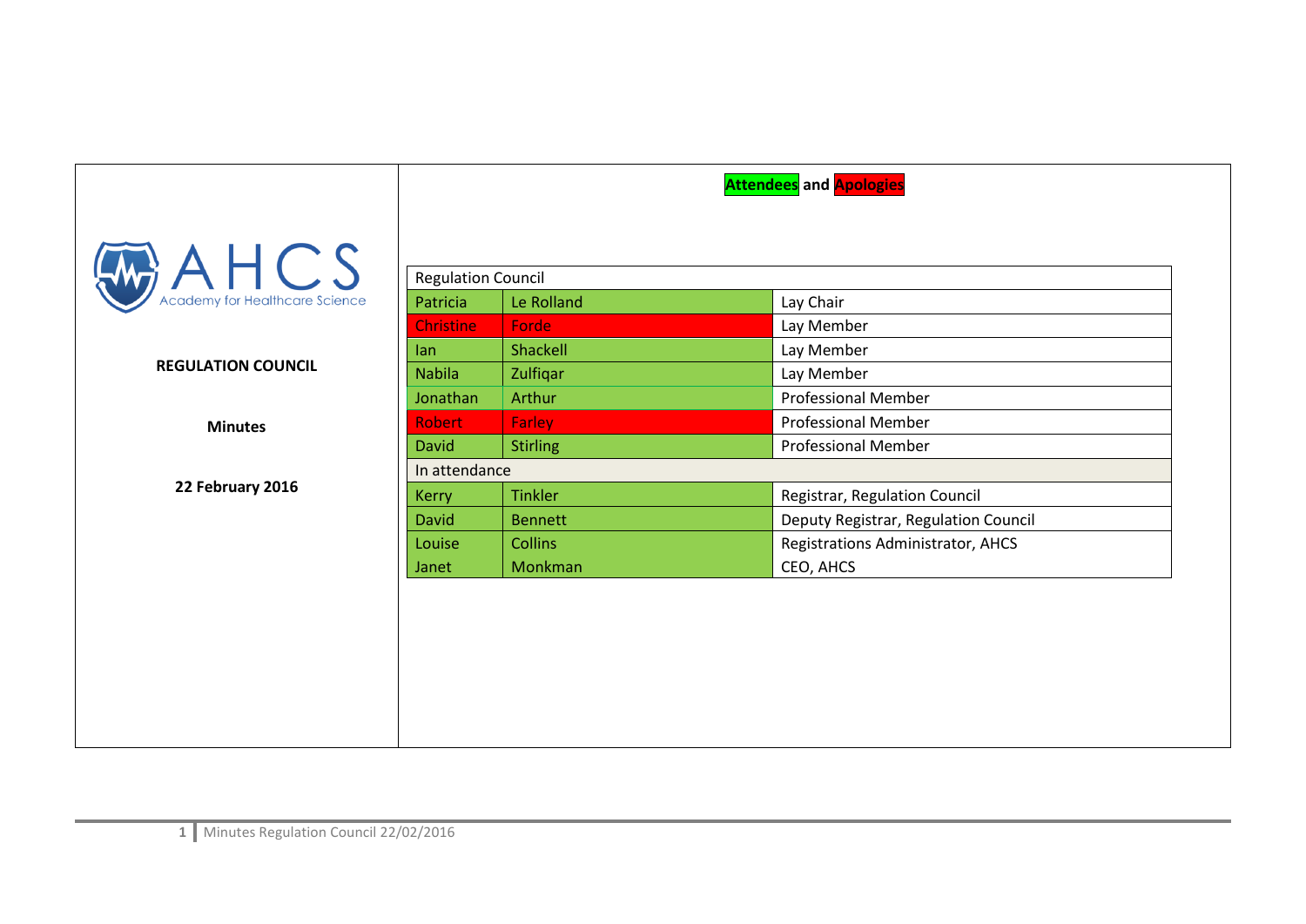AHCS Academy for Healthcare Science

**REGULATION COUNCIL**

**Minutes**

**22 February 2016**

**Attendees and Apologies**

| Regulation Council | | |
|---|---|---|
| Patricia | Le Rolland | Lay Chair |
| Christine | Forde | Lay Member |
| Ian | Shackell | Lay Member |
| Nabila | Zulfiqar | Lay Member |
| Jonathan | Arthur | Professional Member |
| Robert | Farley | Professional Member |
| David | Stirling | Professional Member |
| In attendance | | |
| Kerry | Tinkler | Registrar, Regulation Council |
| David | Bennett | Deputy Registrar, Regulation Council |
| Louise | Collins | Registrations Administrator, AHCS |
| Janet | Monkman | CEO, AHCS |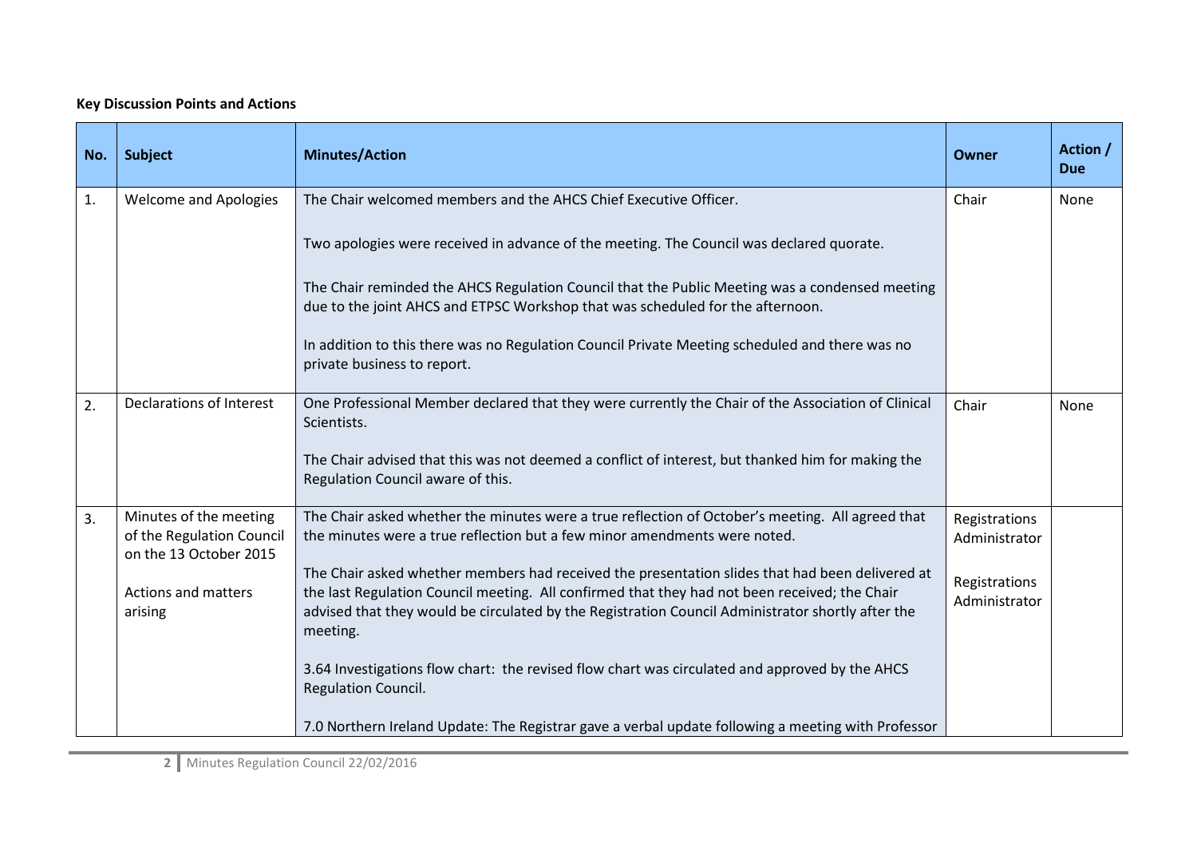**Key Discussion Points and Actions**

| No. | Subject | Minutes/Action | Owner | Action / Due |
|---|---|---|---|---|
| 1. | Welcome and Apologies | The Chair welcomed members and the AHCS Chief Executive Officer.<br><br>Two apologies were received in advance of the meeting. The Council was declared quorate.<br><br>The Chair reminded the AHCS Regulation Council that the Public Meeting was a condensed meeting due to the joint AHCS and ETPSC Workshop that was scheduled for the afternoon.<br><br>In addition to this there was no Regulation Council Private Meeting scheduled and there was no private business to report. | Chair | None |
| 2. | Declarations of Interest | One Professional Member declared that they were currently the Chair of the Association of Clinical Scientists.<br><br>The Chair advised that this was not deemed a conflict of interest, but thanked him for making the Regulation Council aware of this. | Chair | None |
| 3. | Minutes of the meeting of the Regulation Council on the 13 October 2015<br><br>Actions and matters arising | The Chair asked whether the minutes were a true reflection of October's meeting. All agreed that the minutes were a true reflection but a few minor amendments were noted.<br><br>The Chair asked whether members had received the presentation slides that had been delivered at the last Regulation Council meeting. All confirmed that they had not been received; the Chair advised that they would be circulated by the Registration Council Administrator shortly after the meeting.<br><br>3.64 Investigations flow chart: the revised flow chart was circulated and approved by the AHCS Regulation Council.<br><br>7.0 Northern Ireland Update: The Registrar gave a verbal update following a meeting with Professor | Registrations Administrator<br><br>Registrations Administrator | |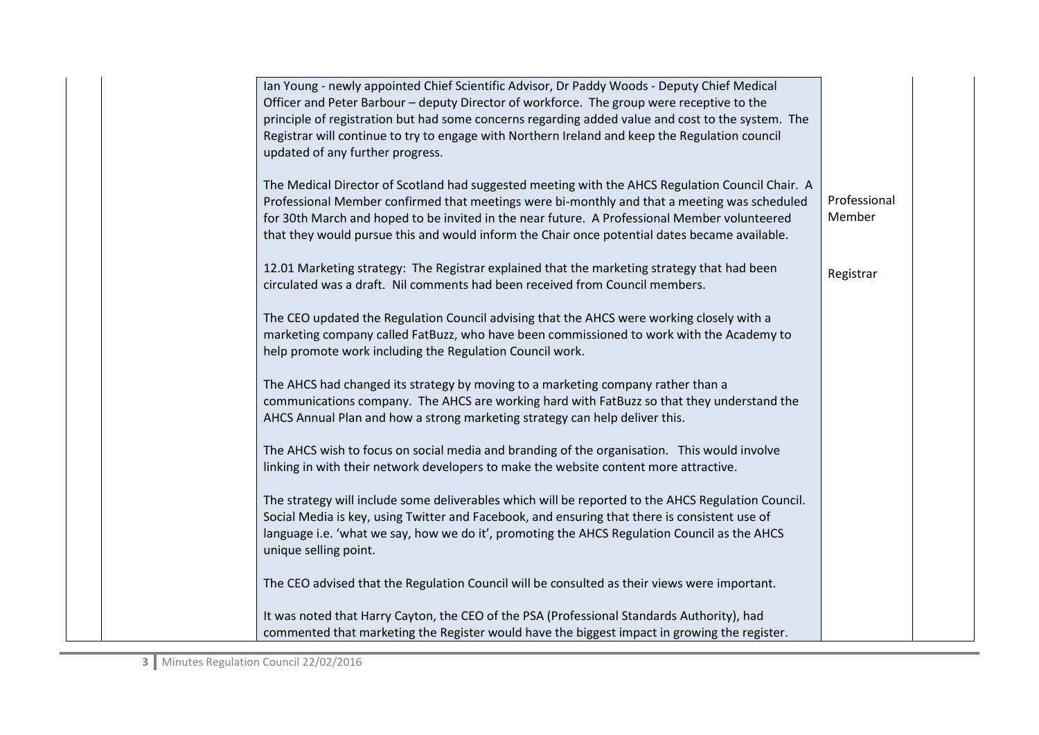| | | | | |
|---|---|---|---|---|
| | | Ian Young - newly appointed Chief Scientific Advisor, Dr Paddy Woods - Deputy Chief Medical Officer and Peter Barbour – deputy Director of workforce. The group were receptive to the principle of registration but had some concerns regarding added value and cost to the system. The Registrar will continue to try to engage with Northern Ireland and keep the Regulation council updated of any further progress.<br><br>The Medical Director of Scotland had suggested meeting with the AHCS Regulation Council Chair. A Professional Member confirmed that meetings were bi-monthly and that a meeting was scheduled for 30th March and hoped to be invited in the near future. A Professional Member volunteered that they would pursue this and would inform the Chair once potential dates became available.<br><br>12.01 Marketing strategy: The Registrar explained that the marketing strategy that had been circulated was a draft. Nil comments had been received from Council members.<br><br>The CEO updated the Regulation Council advising that the AHCS were working closely with a marketing company called FatBuzz, who have been commissioned to work with the Academy to help promote work including the Regulation Council work.<br><br>The AHCS had changed its strategy by moving to a marketing company rather than a communications company. The AHCS are working hard with FatBuzz so that they understand the AHCS Annual Plan and how a strong marketing strategy can help deliver this.<br><br>The AHCS wish to focus on social media and branding of the organisation. This would involve linking in with their network developers to make the website content more attractive.<br><br>The strategy will include some deliverables which will be reported to the AHCS Regulation Council. Social Media is key, using Twitter and Facebook, and ensuring that there is consistent use of language i.e. 'what we say, how we do it', promoting the AHCS Regulation Council as the AHCS unique selling point.<br><br>The CEO advised that the Regulation Council will be consulted as their views were important.<br><br>It was noted that Harry Cayton, the CEO of the PSA (Professional Standards Authority), had commented that marketing the Register would have the biggest impact in growing the register. | Professional Member<br><br>Registrar | |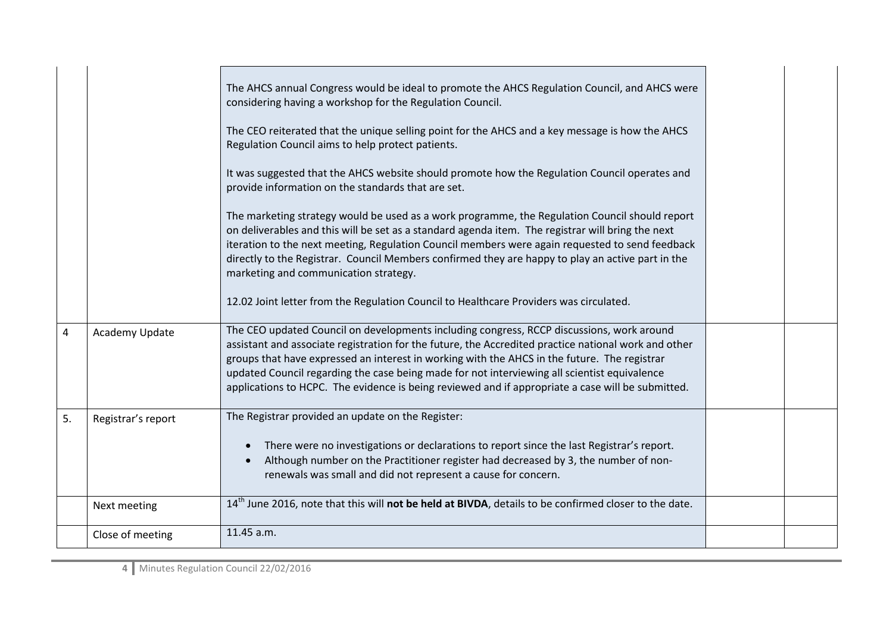| | | | | |
|---|---|---|---|---|
| | | The AHCS annual Congress would be ideal to promote the AHCS Regulation Council, and AHCS were considering having a workshop for the Regulation Council.<br><br>The CEO reiterated that the unique selling point for the AHCS and a key message is how the AHCS Regulation Council aims to help protect patients.<br><br>It was suggested that the AHCS website should promote how the Regulation Council operates and provide information on the standards that are set.<br><br>The marketing strategy would be used as a work programme, the Regulation Council should report on deliverables and this will be set as a standard agenda item. The registrar will bring the next iteration to the next meeting, Regulation Council members were again requested to send feedback directly to the Registrar. Council Members confirmed they are happy to play an active part in the marketing and communication strategy.<br><br>12.02 Joint letter from the Regulation Council to Healthcare Providers was circulated. | | |
| 4 | Academy Update | The CEO updated Council on developments including congress, RCCP discussions, work around assistant and associate registration for the future, the Accredited practice national work and other groups that have expressed an interest in working with the AHCS in the future. The registrar updated Council regarding the case being made for not interviewing all scientist equivalence applications to HCPC. The evidence is being reviewed and if appropriate a case will be submitted. | | |
| 5. | Registrar's report | The Registrar provided an update on the Register:<br><br>• There were no investigations or declarations to report since the last Registrar's report.<br>• Although number on the Practitioner register had decreased by 3, the number of non-renewals was small and did not represent a cause for concern. | | |
| | Next meeting | 14th June 2016, note that this will **not be held at BIVDA**, details to be confirmed closer to the date. | | |
| | Close of meeting | 11.45 a.m. | | |